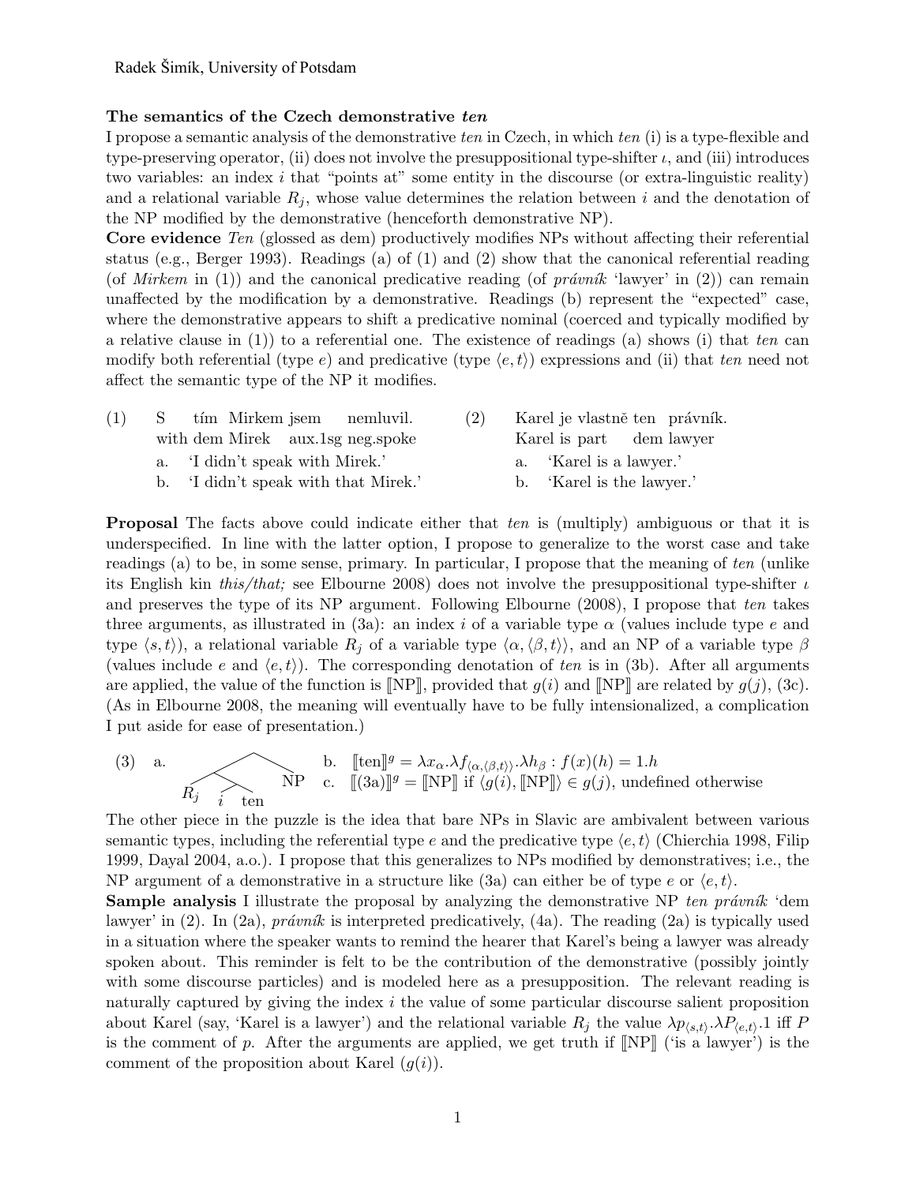Radek Šimík, University of Potsdam

## The semantics of the Czech demonstrative *ten*

I propose a semantic analysis of the demonstrative *ten* in Czech, in which *ten* (i) is a type-flexible and type-preserving operator, (ii) does not involve the presuppositional type-shifter $\iota$, and (iii) introduces two variables: an index $i$ that "points at" some entity in the discourse (or extra-linguistic reality) and a relational variable $R_j$, whose value determines the relation between $i$ and the denotation of the NP modified by the demonstrative (henceforth demonstrative NP).

**Core evidence** *Ten* (glossed as dem) productively modifies NPs without affecting their referential status (e.g., Berger 1993). Readings (a) of (1) and (2) show that the canonical referential reading (of *Mirkem* in (1)) and the canonical predicative reading (of *právník* 'lawyer' in (2)) can remain unaffected by the modification by a demonstrative. Readings (b) represent the "expected" case, where the demonstrative appears to shift a predicative nominal (coerced and typically modified by a relative clause in (1)) to a referential one. The existence of readings (a) shows (i) that *ten* can modify both referential (type $e$) and predicative (type $\langle e,t\rangle$) expressions and (ii) that *ten* need not affect the semantic type of the NP it modifies.

(1) S tím Mirkem jsem nemluvil.
 with dem Mirek aux.1sg neg.spoke
 a. 'I didn't speak with Mirek.'
 b. 'I didn't speak with that Mirek.'

(2) Karel je vlastně ten právník.
 Karel is part dem lawyer
 a. 'Karel is a lawyer.'
 b. 'Karel is the lawyer.'

**Proposal** The facts above could indicate either that *ten* is (multiply) ambiguous or that it is underspecified. In line with the latter option, I propose to generalize to the worst case and take readings (a) to be, in some sense, primary. In particular, I propose that the meaning of *ten* (unlike its English kin *this/that;* see Elbourne 2008) does not involve the presuppositional type-shifter $\iota$ and preserves the type of its NP argument. Following Elbourne (2008), I propose that *ten* takes three arguments, as illustrated in (3a): an index $i$ of a variable type $\alpha$ (values include type $e$ and type $\langle s,t\rangle$), a relational variable $R_j$ of a variable type $\langle \alpha, \langle \beta, t\rangle\rangle$, and an NP of a variable type $\beta$ (values include $e$ and $\langle e,t\rangle$). The corresponding denotation of *ten* is in (3b). After all arguments are applied, the value of the function is $[\![\text{NP}]\!]$, provided that $g(i)$ and $[\![\text{NP}]\!]$ are related by $g(j)$, (3c). (As in Elbourne 2008, the meaning will eventually have to be fully intensionalized, a complication I put aside for ease of presentation.)

(3) a. [ $R_j$ [ $i$ ten ] ] NP

 b. $[\![\text{ten}]\!]^g = \lambda x_\alpha . \lambda f_{\langle \alpha, \langle \beta, t\rangle\rangle} . \lambda h_\beta : f(x)(h) = 1 . h$

 c. $[\![(3a)]\!]^g = [\![\text{NP}]\!]$ if $\langle g(i), [\![\text{NP}]\!]\rangle \in g(j)$, undefined otherwise

The other piece in the puzzle is the idea that bare NPs in Slavic are ambivalent between various semantic types, including the referential type $e$ and the predicative type $\langle e,t\rangle$ (Chierchia 1998, Filip 1999, Dayal 2004, a.o.). I propose that this generalizes to NPs modified by demonstratives; i.e., the NP argument of a demonstrative in a structure like (3a) can either be of type $e$ or $\langle e,t\rangle$.

**Sample analysis** I illustrate the proposal by analyzing the demonstrative NP *ten právník* 'dem lawyer' in (2). In (2a), *právník* is interpreted predicatively, (4a). The reading (2a) is typically used in a situation where the speaker wants to remind the hearer that Karel's being a lawyer was already spoken about. This reminder is felt to be the contribution of the demonstrative (possibly jointly with some discourse particles) and is modeled here as a presupposition. The relevant reading is naturally captured by giving the index $i$ the value of some particular discourse salient proposition about Karel (say, 'Karel is a lawyer') and the relational variable $R_j$ the value $\lambda p_{\langle s,t\rangle} . \lambda P_{\langle e,t\rangle} . 1$ iff $P$ is the comment of $p$. After the arguments are applied, we get truth if $[\![\text{NP}]\!]$ ('is a lawyer') is the comment of the proposition about Karel ($g(i)$).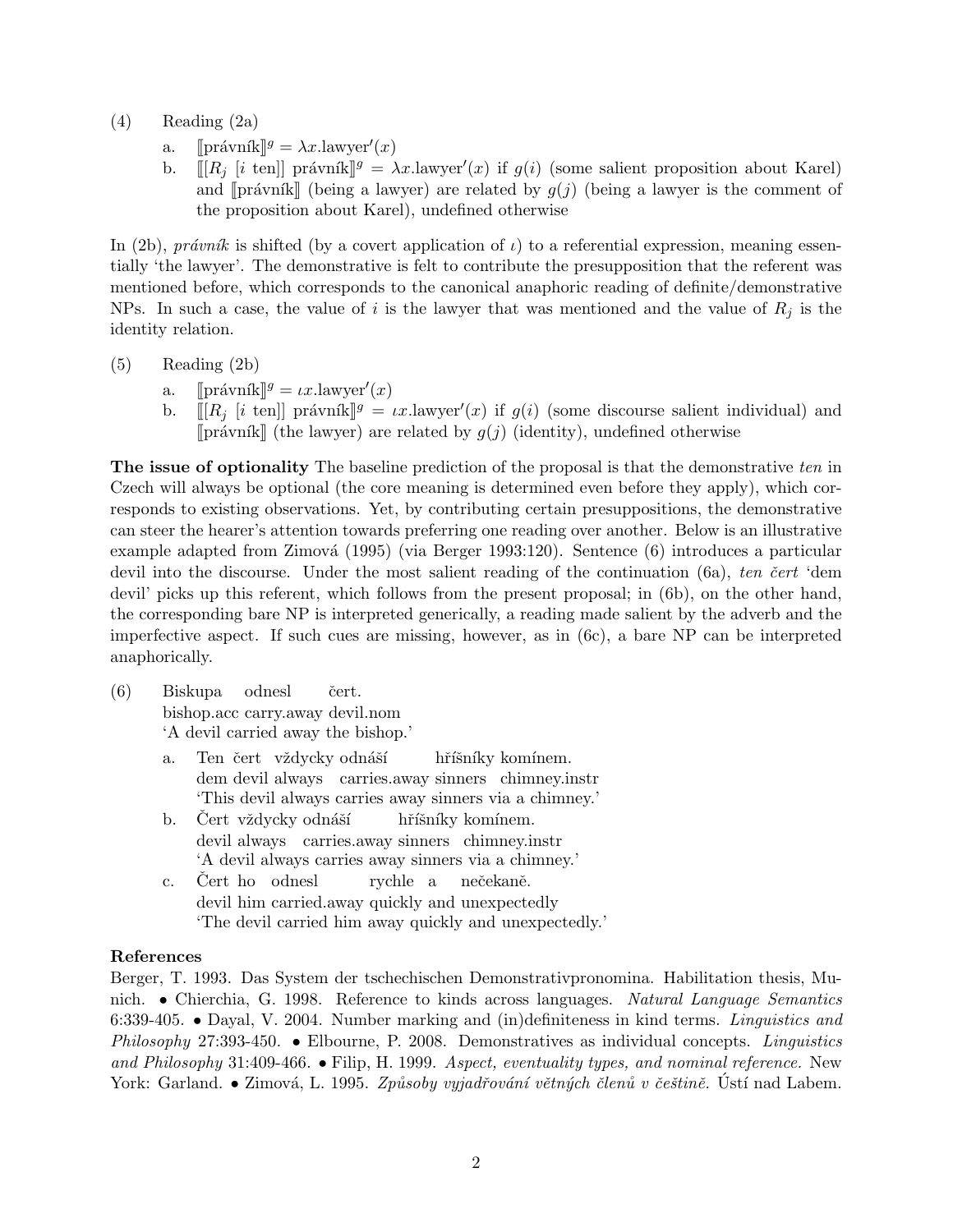(4) Reading (2a)

a. $[\![\text{právník}]\!]^g = \lambda x.\text{lawyer}'(x)$

b. $[\![[R_j\ [i\ \text{ten}]]\ \text{právník}]\!]^g = \lambda x.\text{lawyer}'(x)$ if $g(i)$ (some salient proposition about Karel) and $[\![\text{právník}]\!]$ (being a lawyer) are related by $g(j)$ (being a lawyer is the comment of the proposition about Karel), undefined otherwise

In (2b), *právník* is shifted (by a covert application of $\iota$) to a referential expression, meaning essentially 'the lawyer'. The demonstrative is felt to contribute the presupposition that the referent was mentioned before, which corresponds to the canonical anaphoric reading of definite/demonstrative NPs. In such a case, the value of $i$ is the lawyer that was mentioned and the value of $R_j$ is the identity relation.

(5) Reading (2b)

a. $[\![\text{právník}]\!]^g = \iota x.\text{lawyer}'(x)$

b. $[\![[R_j\ [i\ \text{ten}]]\ \text{právník}]\!]^g = \iota x.\text{lawyer}'(x)$ if $g(i)$ (some discourse salient individual) and $[\![\text{právník}]\!]$ (the lawyer) are related by $g(j)$ (identity), undefined otherwise

**The issue of optionality** The baseline prediction of the proposal is that the demonstrative *ten* in Czech will always be optional (the core meaning is determined even before they apply), which corresponds to existing observations. Yet, by contributing certain presuppositions, the demonstrative can steer the hearer's attention towards preferring one reading over another. Below is an illustrative example adapted from Zimová (1995) (via Berger 1993:120). Sentence (6) introduces a particular devil into the discourse. Under the most salient reading of the continuation (6a), *ten čert* 'dem devil' picks up this referent, which follows from the present proposal; in (6b), on the other hand, the corresponding bare NP is interpreted generically, a reading made salient by the adverb and the imperfective aspect. If such cues are missing, however, as in (6c), a bare NP can be interpreted anaphorically.

(6) Biskupa odnesl čert.
bishop.acc carry.away devil.nom
'A devil carried away the bishop.'

a. Ten čert vždycky odnáší hříšníky komínem.
dem devil always carries.away sinners chimney.instr
'This devil always carries away sinners via a chimney.'

b. Čert vždycky odnáší hříšníky komínem.
devil always carries.away sinners chimney.instr
'A devil always carries away sinners via a chimney.'

c. Čert ho odnesl rychle a nečekaně.
devil him carried.away quickly and unexpectedly
'The devil carried him away quickly and unexpectedly.'

**References**

Berger, T. 1993. Das System der tschechischen Demonstrativpronomina. Habilitation thesis, Munich. • Chierchia, G. 1998. Reference to kinds across languages. *Natural Language Semantics* 6:339-405. • Dayal, V. 2004. Number marking and (in)definiteness in kind terms. *Linguistics and Philosophy* 27:393-450. • Elbourne, P. 2008. Demonstratives as individual concepts. *Linguistics and Philosophy* 31:409-466. • Filip, H. 1999. *Aspect, eventuality types, and nominal reference.* New York: Garland. • Zimová, L. 1995. *Způsoby vyjadřování větných členů v češtině.* Ústí nad Labem.